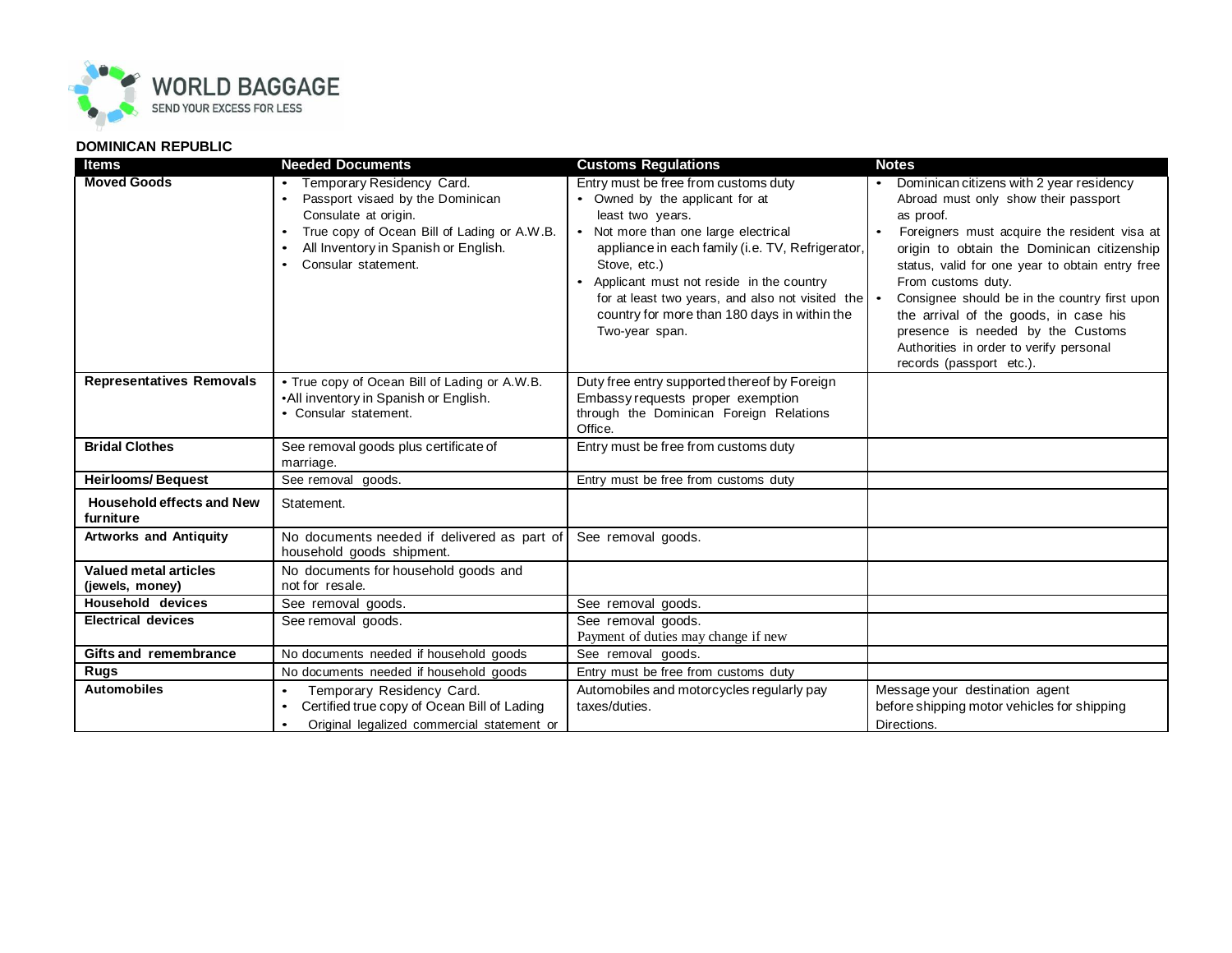WORLD BAGGAGE
SEND YOUR EXCESS FOR LESS

**DOMINICAN REPUBLIC**

| Items | Needed Documents | Customs Regulations | Notes |
|---|---|---|---|
| **Moved Goods** | • Temporary Residency Card.<br>• Passport visaed by the Dominican Consulate at origin.<br>• True copy of Ocean Bill of Lading or A.W.B.<br>• All Inventory in Spanish or English.<br>• Consular statement. | Entry must be free from customs duty<br>• Owned by the applicant for at least two years.<br>• Not more than one large electrical appliance in each family (i.e. TV, Refrigerator, Stove, etc.)<br>• Applicant must not reside in the country for at least two years, and also not visited the country for more than 180 days in within the Two-year span. | • Dominican citizens with 2 year residency Abroad must only show their passport as proof.<br>• Foreigners must acquire the resident visa at origin to obtain the Dominican citizenship status, valid for one year to obtain entry free From customs duty.<br>• Consignee should be in the country first upon the arrival of the goods, in case his presence is needed by the Customs Authorities in order to verify personal records (passport etc.). |
| **Representatives Removals** | • True copy of Ocean Bill of Lading or A.W.B.<br>• All inventory in Spanish or English.<br>• Consular statement. | Duty free entry supported thereof by Foreign Embassy requests proper exemption through the Dominican Foreign Relations Office. | |
| **Bridal Clothes** | See removal goods plus certificate of marriage. | Entry must be free from customs duty | |
| **Heirlooms/ Bequest** | See removal goods. | Entry must be free from customs duty | |
| **Household effects and New furniture** | Statement. | | |
| **Artworks and Antiquity** | No documents needed if delivered as part of household goods shipment. | See removal goods. | |
| **Valued metal articles (jewels, money)** | No documents for household goods and not for resale. | | |
| **Household devices** | See removal goods. | See removal goods. | |
| **Electrical devices** | See removal goods. | See removal goods.<br>Payment of duties may change if new | |
| **Gifts and remembrance** | No documents needed if household goods | See removal goods. | |
| **Rugs** | No documents needed if household goods | Entry must be free from customs duty | |
| **Automobiles** | • Temporary Residency Card.<br>• Certified true copy of Ocean Bill of Lading<br>• Original legalized commercial statement or | Automobiles and motorcycles regularly pay taxes/duties. | Message your destination agent before shipping motor vehicles for shipping Directions. |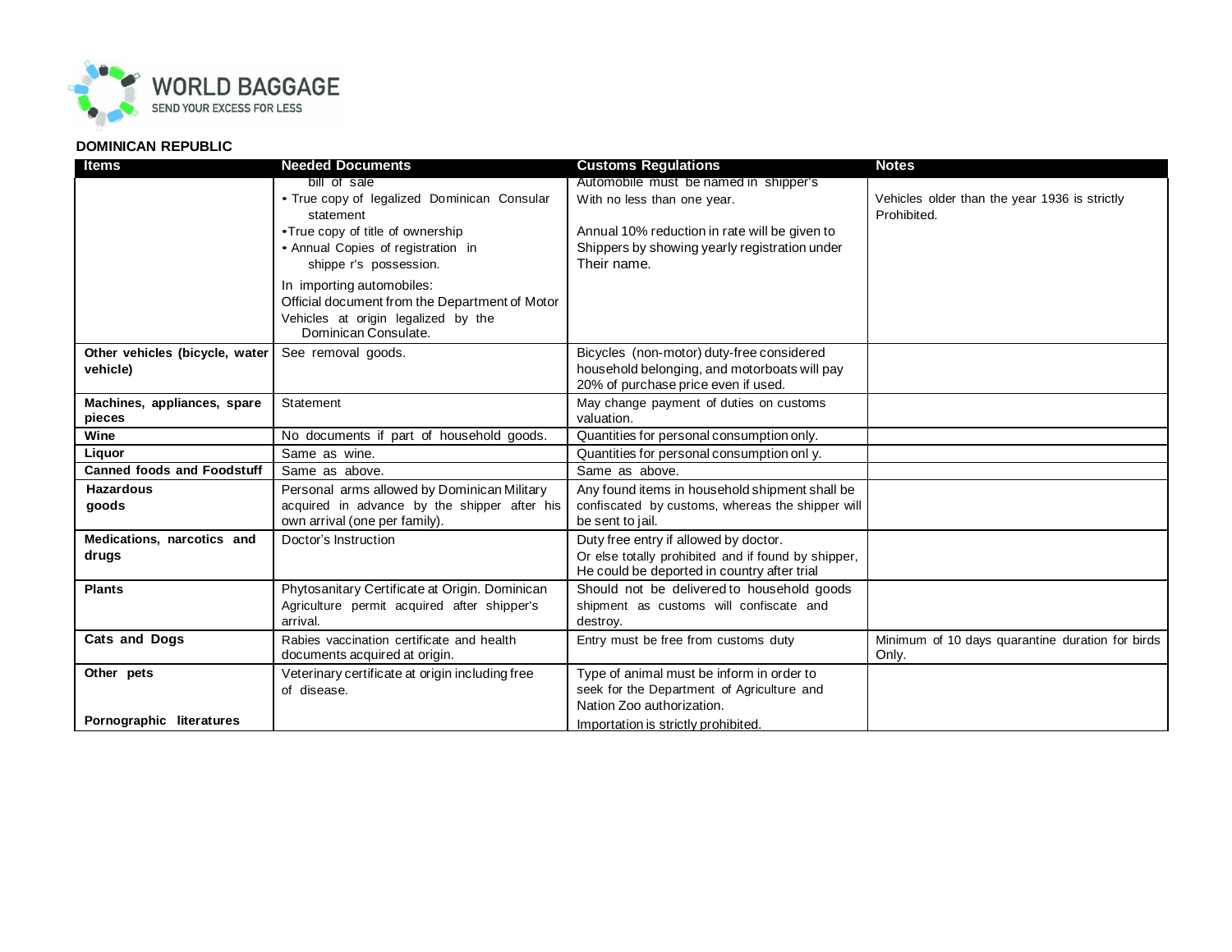WORLD BAGGAGE
SEND YOUR EXCESS FOR LESS

**DOMINICAN REPUBLIC**

| Items | Needed Documents | Customs Regulations | Notes |
|---|---|---|---|
| | bill of sale<br>• True copy of legalized Dominican Consular statement<br>•True copy of title of ownership<br>• Annual Copies of registration in shipper's possession.<br>In importing automobiles:<br>Official document from the Department of Motor Vehicles at origin legalized by the Dominican Consulate. | Automobile must be named in shipper's With no less than one year.<br>Annual 10% reduction in rate will be given to Shippers by showing yearly registration under Their name. | Vehicles older than the year 1936 is strictly Prohibited. |
| **Other vehicles (bicycle, water vehicle)** | See removal goods. | Bicycles (non-motor) duty-free considered household belonging, and motorboats will pay 20% of purchase price even if used. | |
| **Machines, appliances, spare pieces** | Statement | May change payment of duties on customs valuation. | |
| **Wine** | No documents if part of household goods. | Quantities for personal consumption only. | |
| **Liquor** | Same as wine. | Quantities for personal consumption onl y. | |
| **Canned foods and Foodstuff** | Same as above. | Same as above. | |
| **Hazardous goods** | Personal arms allowed by Dominican Military acquired in advance by the shipper after his own arrival (one per family). | Any found items in household shipment shall be confiscated by customs, whereas the shipper will be sent to jail. | |
| **Medications, narcotics and drugs** | Doctor's Instruction | Duty free entry if allowed by doctor.<br>Or else totally prohibited and if found by shipper, He could be deported in country after trial | |
| **Plants** | Phytosanitary Certificate at Origin. Dominican Agriculture permit acquired after shipper's arrival. | Should not be delivered to household goods shipment as customs will confiscate and destroy. | |
| **Cats and Dogs** | Rabies vaccination certificate and health documents acquired at origin. | Entry must be free from customs duty | Minimum of 10 days quarantine duration for birds Only. |
| **Other pets** | Veterinary certificate at origin including free of disease. | Type of animal must be inform in order to seek for the Department of Agriculture and Nation Zoo authorization. | |
| **Pornographic literatures** | | Importation is strictly prohibited. | |